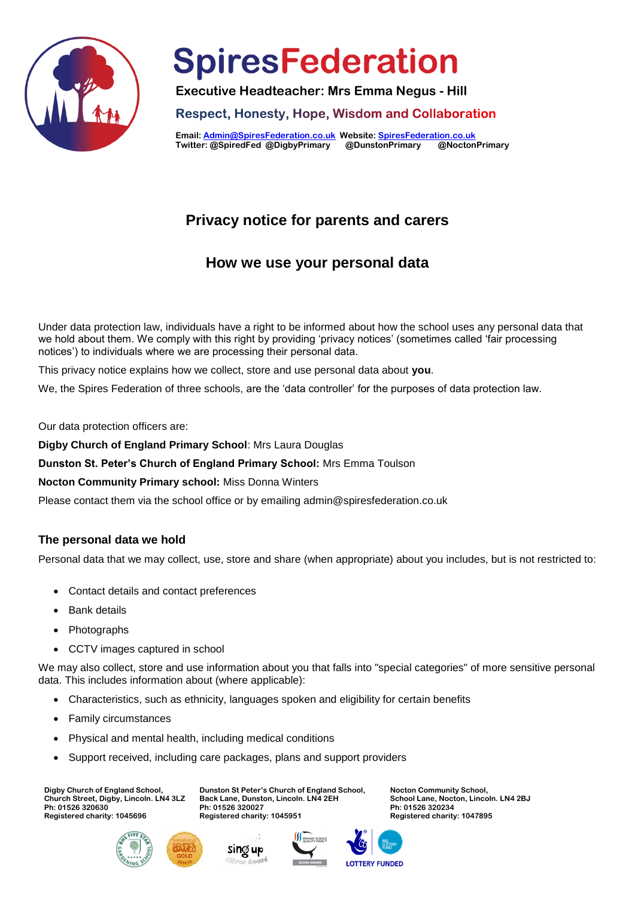# SpiresFederation

**Executive Headteacher: Mrs Emma Negus - Hill**

**Respect, Honesty, Hope, Wisdom and Collaboration**

**Email: Admin@SpiresFederation.co.uk Website: SpiresFederation.co.uk**
**Twitter: @SpiredFed @DigbyPrimary @DunstonPrimary @NoctonPrimary**

## Privacy notice for parents and carers

## How we use your personal data

Under data protection law, individuals have a right to be informed about how the school uses any personal data that we hold about them. We comply with this right by providing 'privacy notices' (sometimes called 'fair processing notices') to individuals where we are processing their personal data.

This privacy notice explains how we collect, store and use personal data about **you**.

We, the Spires Federation of three schools, are the 'data controller' for the purposes of data protection law.

Our data protection officers are:

**Digby Church of England Primary School**: Mrs Laura Douglas

**Dunston St. Peter's Church of England Primary School:** Mrs Emma Toulson

**Nocton Community Primary school:** Miss Donna Winters

Please contact them via the school office or by emailing admin@spiresfederation.co.uk

### The personal data we hold

Personal data that we may collect, use, store and share (when appropriate) about you includes, but is not restricted to:

- Contact details and contact preferences
- Bank details
- Photographs
- CCTV images captured in school

We may also collect, store and use information about you that falls into "special categories" of more sensitive personal data. This includes information about (where applicable):

- Characteristics, such as ethnicity, languages spoken and eligibility for certain benefits
- Family circumstances
- Physical and mental health, including medical conditions
- Support received, including care packages, plans and support providers

**Digby Church of England School,**
**Church Street, Digby, Lincoln. LN4 3LZ**
**Ph: 01526 320630**
**Registered charity: 1045696**

**Dunston St Peter's Church of England School,**
**Back Lane, Dunston, Lincoln. LN4 2EH**
**Ph: 01526 320027**
**Registered charity: 1045951**

**Nocton Community School,**
**School Lane, Nocton, Lincoln. LN4 2BJ**
**Ph: 01526 320234**
**Registered charity: 1047895**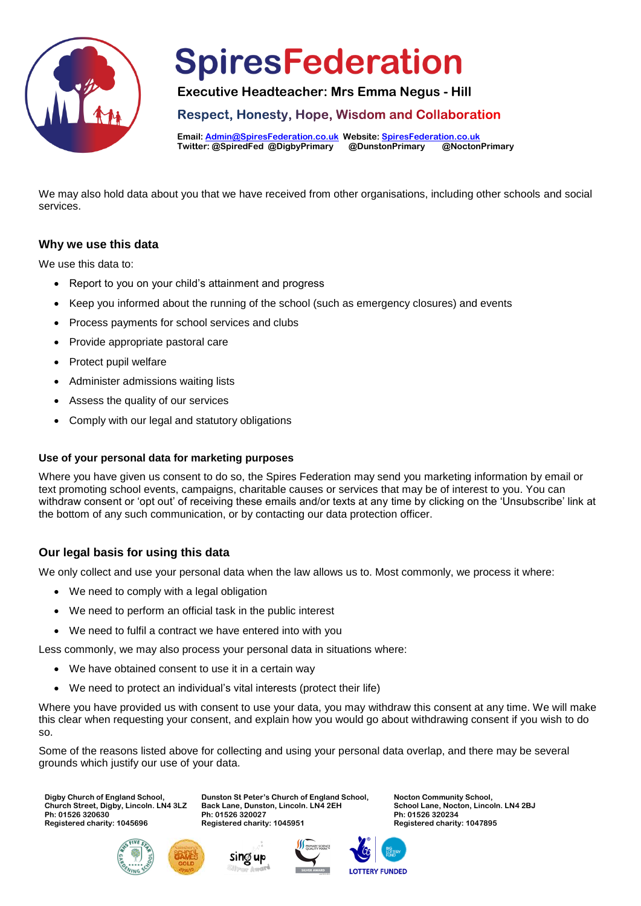We may also hold data about you that we have received from other organisations, including other schools and social services.

## Why we use this data

We use this data to:

- Report to you on your child's attainment and progress
- Keep you informed about the running of the school (such as emergency closures) and events
- Process payments for school services and clubs
- Provide appropriate pastoral care
- Protect pupil welfare
- Administer admissions waiting lists
- Assess the quality of our services
- Comply with our legal and statutory obligations

### Use of your personal data for marketing purposes

Where you have given us consent to do so, the Spires Federation may send you marketing information by email or text promoting school events, campaigns, charitable causes or services that may be of interest to you. You can withdraw consent or 'opt out' of receiving these emails and/or texts at any time by clicking on the 'Unsubscribe' link at the bottom of any such communication, or by contacting our data protection officer.

## Our legal basis for using this data

We only collect and use your personal data when the law allows us to. Most commonly, we process it where:

- We need to comply with a legal obligation
- We need to perform an official task in the public interest
- We need to fulfil a contract we have entered into with you

Less commonly, we may also process your personal data in situations where:

- We have obtained consent to use it in a certain way
- We need to protect an individual's vital interests (protect their life)

Where you have provided us with consent to use your data, you may withdraw this consent at any time. We will make this clear when requesting your consent, and explain how you would go about withdrawing consent if you wish to do so.

Some of the reasons listed above for collecting and using your personal data overlap, and there may be several grounds which justify our use of your data.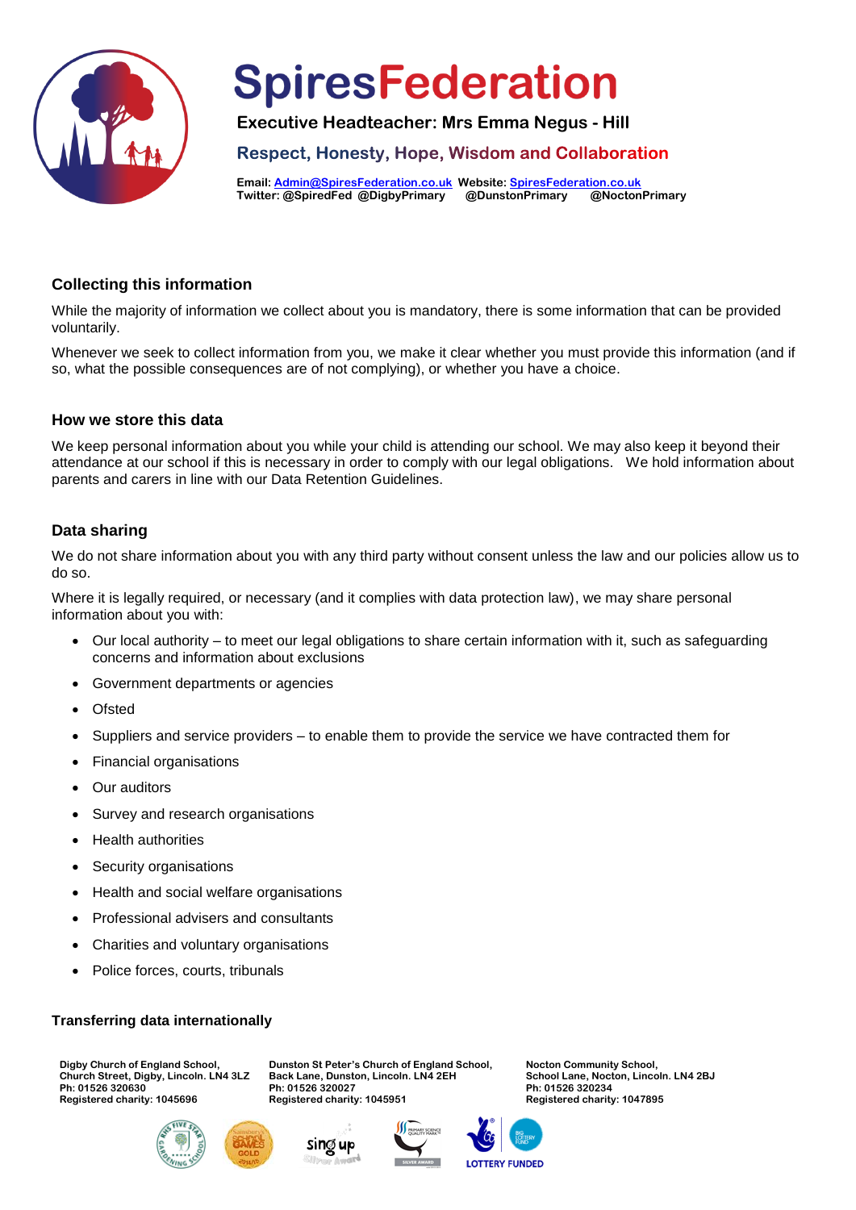## Collecting this information

While the majority of information we collect about you is mandatory, there is some information that can be provided voluntarily.

Whenever we seek to collect information from you, we make it clear whether you must provide this information (and if so, what the possible consequences are of not complying), or whether you have a choice.

## How we store this data

We keep personal information about you while your child is attending our school. We may also keep it beyond their attendance at our school if this is necessary in order to comply with our legal obligations. We hold information about parents and carers in line with our Data Retention Guidelines.

## Data sharing

We do not share information about you with any third party without consent unless the law and our policies allow us to do so.

Where it is legally required, or necessary (and it complies with data protection law), we may share personal information about you with:

- Our local authority – to meet our legal obligations to share certain information with it, such as safeguarding concerns and information about exclusions
- Government departments or agencies
- Ofsted
- Suppliers and service providers – to enable them to provide the service we have contracted them for
- Financial organisations
- Our auditors
- Survey and research organisations
- Health authorities
- Security organisations
- Health and social welfare organisations
- Professional advisers and consultants
- Charities and voluntary organisations
- Police forces, courts, tribunals

## Transferring data internationally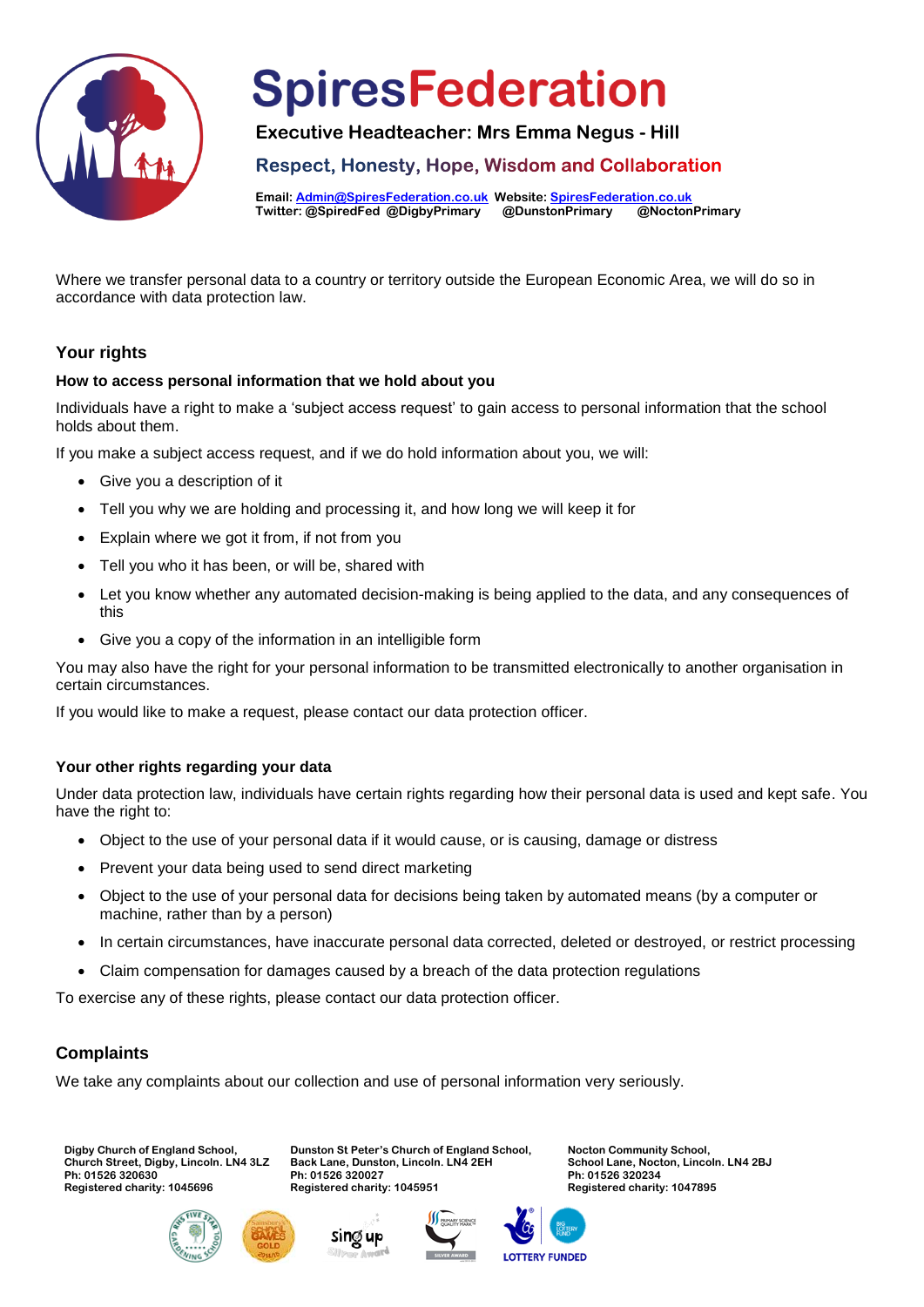Where we transfer personal data to a country or territory outside the European Economic Area, we will do so in accordance with data protection law.

## Your rights

### How to access personal information that we hold about you

Individuals have a right to make a 'subject access request' to gain access to personal information that the school holds about them.

If you make a subject access request, and if we do hold information about you, we will:

- Give you a description of it
- Tell you why we are holding and processing it, and how long we will keep it for
- Explain where we got it from, if not from you
- Tell you who it has been, or will be, shared with
- Let you know whether any automated decision-making is being applied to the data, and any consequences of this
- Give you a copy of the information in an intelligible form

You may also have the right for your personal information to be transmitted electronically to another organisation in certain circumstances.

If you would like to make a request, please contact our data protection officer.

### Your other rights regarding your data

Under data protection law, individuals have certain rights regarding how their personal data is used and kept safe. You have the right to:

- Object to the use of your personal data if it would cause, or is causing, damage or distress
- Prevent your data being used to send direct marketing
- Object to the use of your personal data for decisions being taken by automated means (by a computer or machine, rather than by a person)
- In certain circumstances, have inaccurate personal data corrected, deleted or destroyed, or restrict processing
- Claim compensation for damages caused by a breach of the data protection regulations

To exercise any of these rights, please contact our data protection officer.

## Complaints

We take any complaints about our collection and use of personal information very seriously.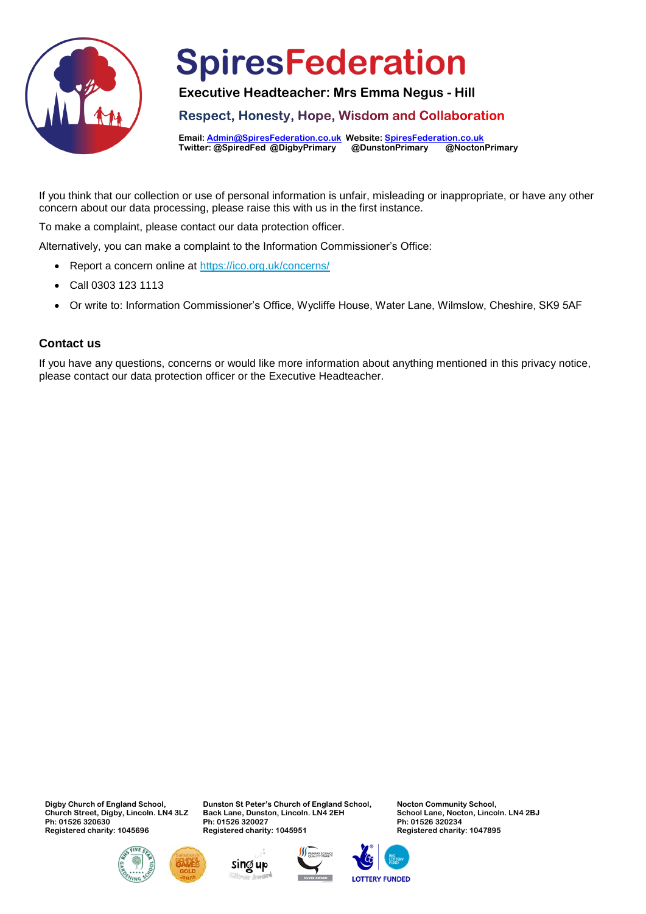If you think that our collection or use of personal information is unfair, misleading or inappropriate, or have any other concern about our data processing, please raise this with us in the first instance.

To make a complaint, please contact our data protection officer.

Alternatively, you can make a complaint to the Information Commissioner's Office:

- Report a concern online at https://ico.org.uk/concerns/
- Call 0303 123 1113
- Or write to: Information Commissioner's Office, Wycliffe House, Water Lane, Wilmslow, Cheshire, SK9 5AF

### Contact us

If you have any questions, concerns or would like more information about anything mentioned in this privacy notice, please contact our data protection officer or the Executive Headteacher.